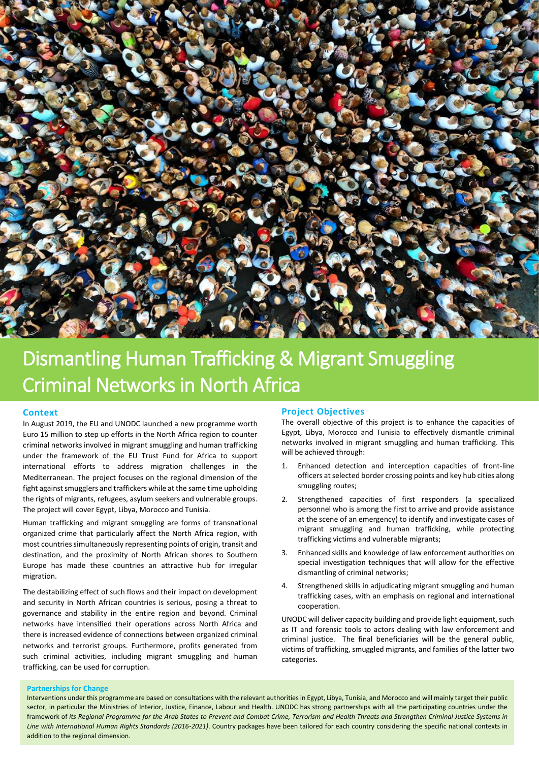# Dismantling Human Trafficking & Migrant Smuggling Criminal Networks in North Africa

## Context

In August 2019, the EU and UNODC launched a new programme worth Euro 15 million to step up efforts in the North Africa region to counter criminal networks involved in migrant smuggling and human trafficking under the framework of the EU Trust Fund for Africa to support international efforts to address migration challenges in the Mediterranean. The project focuses on the regional dimension of the fight against smugglers and traffickers while at the same time upholding the rights of migrants, refugees, asylum seekers and vulnerable groups. The project will cover Egypt, Libya, Morocco and Tunisia.

Human trafficking and migrant smuggling are forms of transnational organized crime that particularly affect the North Africa region, with most countries simultaneously representing points of origin, transit and destination, and the proximity of North African shores to Southern Europe has made these countries an attractive hub for irregular migration.

The destabilizing effect of such flows and their impact on development and security in North African countries is serious, posing a threat to governance and stability in the entire region and beyond. Criminal networks have intensified their operations across North Africa and there is increased evidence of connections between organized criminal networks and terrorist groups. Furthermore, profits generated from such criminal activities, including migrant smuggling and human trafficking, can be used for corruption.

## Project Objectives

The overall objective of this project is to enhance the capacities of Egypt, Libya, Morocco and Tunisia to effectively dismantle criminal networks involved in migrant smuggling and human trafficking. This will be achieved through:

1. Enhanced detection and interception capacities of front-line officers at selected border crossing points and key hub cities along smuggling routes;
2. Strengthened capacities of first responders (a specialized personnel who is among the first to arrive and provide assistance at the scene of an emergency) to identify and investigate cases of migrant smuggling and human trafficking, while protecting trafficking victims and vulnerable migrants;
3. Enhanced skills and knowledge of law enforcement authorities on special investigation techniques that will allow for the effective dismantling of criminal networks;
4. Strengthened skills in adjudicating migrant smuggling and human trafficking cases, with an emphasis on regional and international cooperation.

UNODC will deliver capacity building and provide light equipment, such as IT and forensic tools to actors dealing with law enforcement and criminal justice. The final beneficiaries will be the general public, victims of trafficking, smuggled migrants, and families of the latter two categories.

### Partnerships for Change

Interventions under this programme are based on consultations with the relevant authorities in Egypt, Libya, Tunisia, and Morocco and will mainly target their public sector, in particular the Ministries of Interior, Justice, Finance, Labour and Health. UNODC has strong partnerships with all the participating countries under the framework of *its Regional Programme for the Arab States to Prevent and Combat Crime, Terrorism and Health Threats and Strengthen Criminal Justice Systems in Line with International Human Rights Standards (2016-2021)*. Country packages have been tailored for each country considering the specific national contexts in addition to the regional dimension.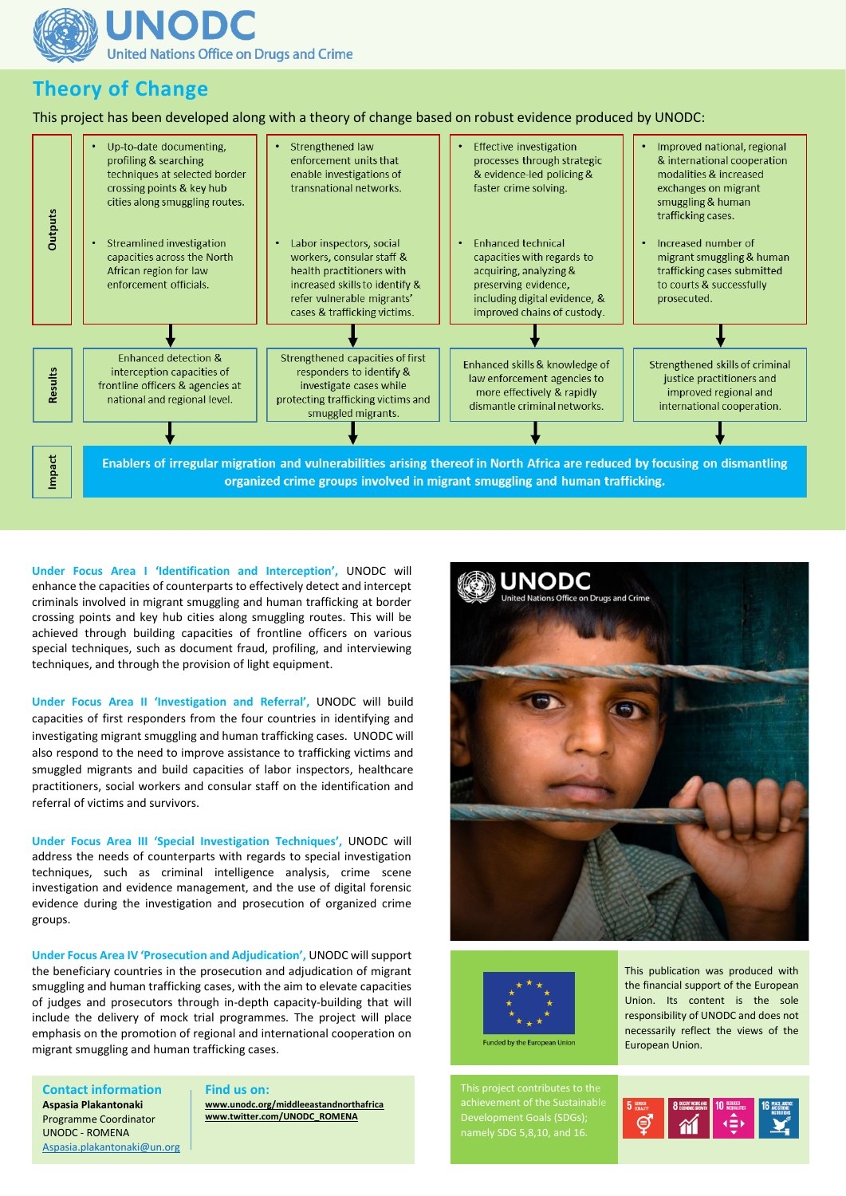UNODC
United Nations Office on Drugs and Crime

## Theory of Change

This project has been developed along with a theory of change based on robust evidence produced by UNODC:

**Outputs**

- Up-to-date documenting, profiling & searching techniques at selected border crossing points & key hub cities along smuggling routes.
- Streamlined investigation capacities across the North African region for law enforcement officials.

- Strengthened law enforcement units that enable investigations of transnational networks.
- Labor inspectors, social workers, consular staff & health practitioners with increased skills to identify & refer vulnerable migrants' cases & trafficking victims.

- Effective investigation processes through strategic & evidence-led policing & faster crime solving.
- Enhanced technical capacities with regards to acquiring, analyzing & preserving evidence, including digital evidence, & improved chains of custody.

- Improved national, regional & international cooperation modalities & increased exchanges on migrant smuggling & human trafficking cases.
- Increased number of migrant smuggling & human trafficking cases submitted to courts & successfully prosecuted.

**Results**

- Enhanced detection & interception capacities of frontline officers & agencies at national and regional level.
- Strengthened capacities of first responders to identify & investigate cases while protecting trafficking victims and smuggled migrants.
- Enhanced skills & knowledge of law enforcement agencies to more effectively & rapidly dismantle criminal networks.
- Strengthened skills of criminal justice practitioners and improved regional and international cooperation.

**Impact**

**Enablers of irregular migration and vulnerabilities arising thereof in North Africa are reduced by focusing on dismantling organized crime groups involved in migrant smuggling and human trafficking.**

**Under Focus Area I 'Identification and Interception',** UNODC will enhance the capacities of counterparts to effectively detect and intercept criminals involved in migrant smuggling and human trafficking at border crossing points and key hub cities along smuggling routes. This will be achieved through building capacities of frontline officers on various special techniques, such as document fraud, profiling, and interviewing techniques, and through the provision of light equipment.

**Under Focus Area II 'Investigation and Referral',** UNODC will build capacities of first responders from the four countries in identifying and investigating migrant smuggling and human trafficking cases. UNODC will also respond to the need to improve assistance to trafficking victims and smuggled migrants and build capacities of labor inspectors, healthcare practitioners, social workers and consular staff on the identification and referral of victims and survivors.

**Under Focus Area III 'Special Investigation Techniques',** UNODC will address the needs of counterparts with regards to special investigation techniques, such as criminal intelligence analysis, crime scene investigation and evidence management, and the use of digital forensic evidence during the investigation and prosecution of organized crime groups.

**Under Focus Area IV 'Prosecution and Adjudication',** UNODC will support the beneficiary countries in the prosecution and adjudication of migrant smuggling and human trafficking cases, with the aim to elevate capacities of judges and prosecutors through in-depth capacity-building that will include the delivery of mock trial programmes. The project will place emphasis on the promotion of regional and international cooperation on migrant smuggling and human trafficking cases.

UNODC
United Nations Office on Drugs and Crime

Funded by the European Union

This publication was produced with the financial support of the European Union. Its content is the sole responsibility of UNODC and does not necessarily reflect the views of the European Union.

This project contributes to the achievement of the Sustainable Development Goals (SDGs); namely SDG 5,8,10, and 16.

### Contact information

**Aspasia Plakantonaki**
Programme Coordinator
UNODC - ROMENA
Aspasia.plakantonaki@un.org

### Find us on:

www.unodc.org/middleeastandnorthafrica
www.twitter.com/UNODC_ROMENA